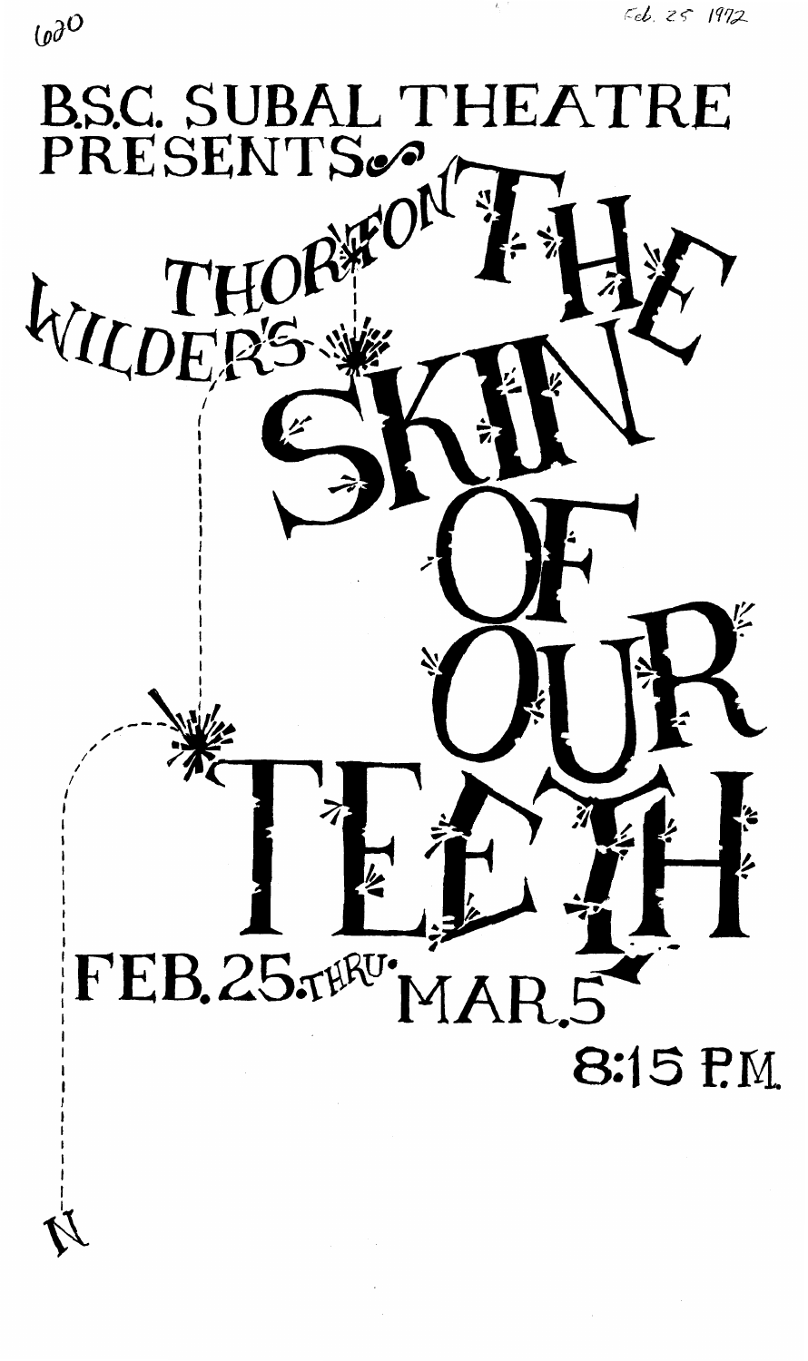620

Feb. 25 1972

# B.S.C. SUBAL THEATRE PRESENTS

THORNTON WILDER'S

# THE SKIN OF OUR TEETH

FEB. 25 THRU MAR. 5

8:15 P.M.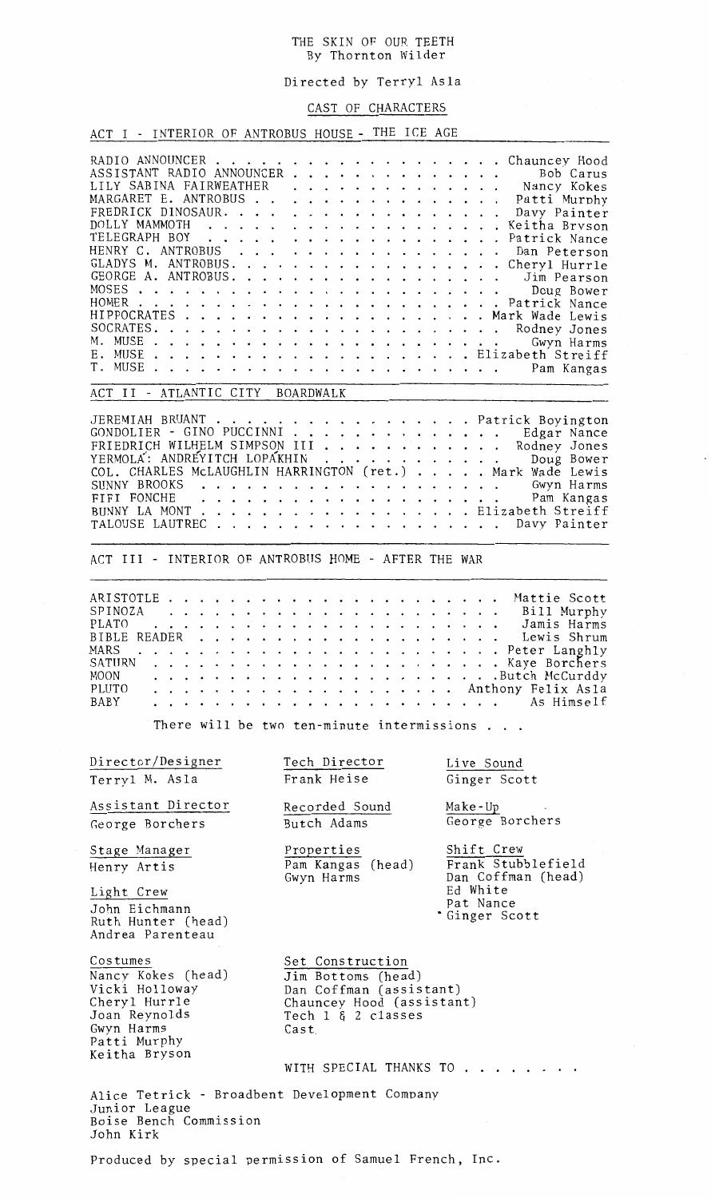# THE SKIN OF OUR TEETH
By Thornton Wilder

Directed by Terryl Asla

## CAST OF CHARACTERS

### ACT I - INTERIOR OF ANTROBUS HOUSE - THE ICE AGE

| | |
|---|---|
| RADIO ANNOUNCER | Chauncey Hood |
| ASSISTANT RADIO ANNOUNCER | Bob Carus |
| LILY SABINA FAIRWEATHER | Nancy Kokes |
| MARGARET E. ANTROBUS | Patti Murphy |
| FREDRICK DINOSAUR | Davy Painter |
| DOLLY MAMMOTH | Keitha Bryson |
| TELEGRAPH BOY | Patrick Nance |
| HENRY C. ANTROBUS | Dan Peterson |
| GLADYS M. ANTROBUS | Cheryl Hurrle |
| GEORGE A. ANTROBUS | Jim Pearson |
| MOSES | Doug Bower |
| HOMER | Patrick Nance |
| HIPPOCRATES | Mark Wade Lewis |
| SOCRATES | Rodney Jones |
| M. MUSE | Gwyn Harms |
| E. MUSE | Elizabeth Streiff |
| T. MUSE | Pam Kangas |

### ACT II - ATLANTIC CITY BOARDWALK

| | |
|---|---|
| JEREMIAH BRUANT | Patrick Boyington |
| GONDOLIER - GINO PUCCINNI | Edgar Nance |
| FRIEDRICH WILHELM SIMPSON III | Rodney Jones |
| YERMOLÁ: ANDRÉYITCH LOPÁKHIN | Doug Bower |
| COL. CHARLES McLAUGHLIN HARRINGTON (ret.) | Mark Wade Lewis |
| SUNNY BROOKS | Gwyn Harms |
| FIFI FONCHE | Pam Kangas |
| BUNNY LA MONT | Elizabeth Streiff |
| TALOUSE LAUTREC | Davy Painter |

### ACT III - INTERIOR OF ANTROBUS HOME - AFTER THE WAR

| | |
|---|---|
| ARISTOTLE | Mattie Scott |
| SPINOZA | Bill Murphy |
| PLATO | Jamis Harms |
| BIBLE READER | Lewis Shrum |
| MARS | Peter Langhly |
| SATURN | Kaye Borchers |
| MOON | Butch McCurddy |
| PLUTO | Anthony Felix Asla |
| BABY | As Himself |

There will be two ten-minute intermissions . . .

Director/Designer
Terryl M. Asla

Assistant Director
George Borchers

Stage Manager
Henry Artis

Light Crew
John Eichmann
Ruth Hunter (head)
Andrea Parenteau

Costumes
Nancy Kokes (head)
Vicki Holloway
Cheryl Hurrle
Joan Reynolds
Gwyn Harms
Patti Murphy
Keitha Bryson

Tech Director
Frank Heise

Recorded Sound
Butch Adams

Properties
Pam Kangas (head)
Gwyn Harms

Set Construction
Jim Bottoms (head)
Dan Coffman (assistant)
Chauncey Hood (assistant)
Tech 1 & 2 classes
Cast

Live Sound
Ginger Scott

Make-Up
George Borchers

Shift Crew
Frank Stubblefield
Dan Coffman (head)
Ed White
Pat Nance
Ginger Scott

WITH SPECIAL THANKS TO . . . . . . . .

Alice Tetrick - Broadbent Development Company
Junior League
Boise Bench Commission
John Kirk

Produced by special permission of Samuel French, Inc.